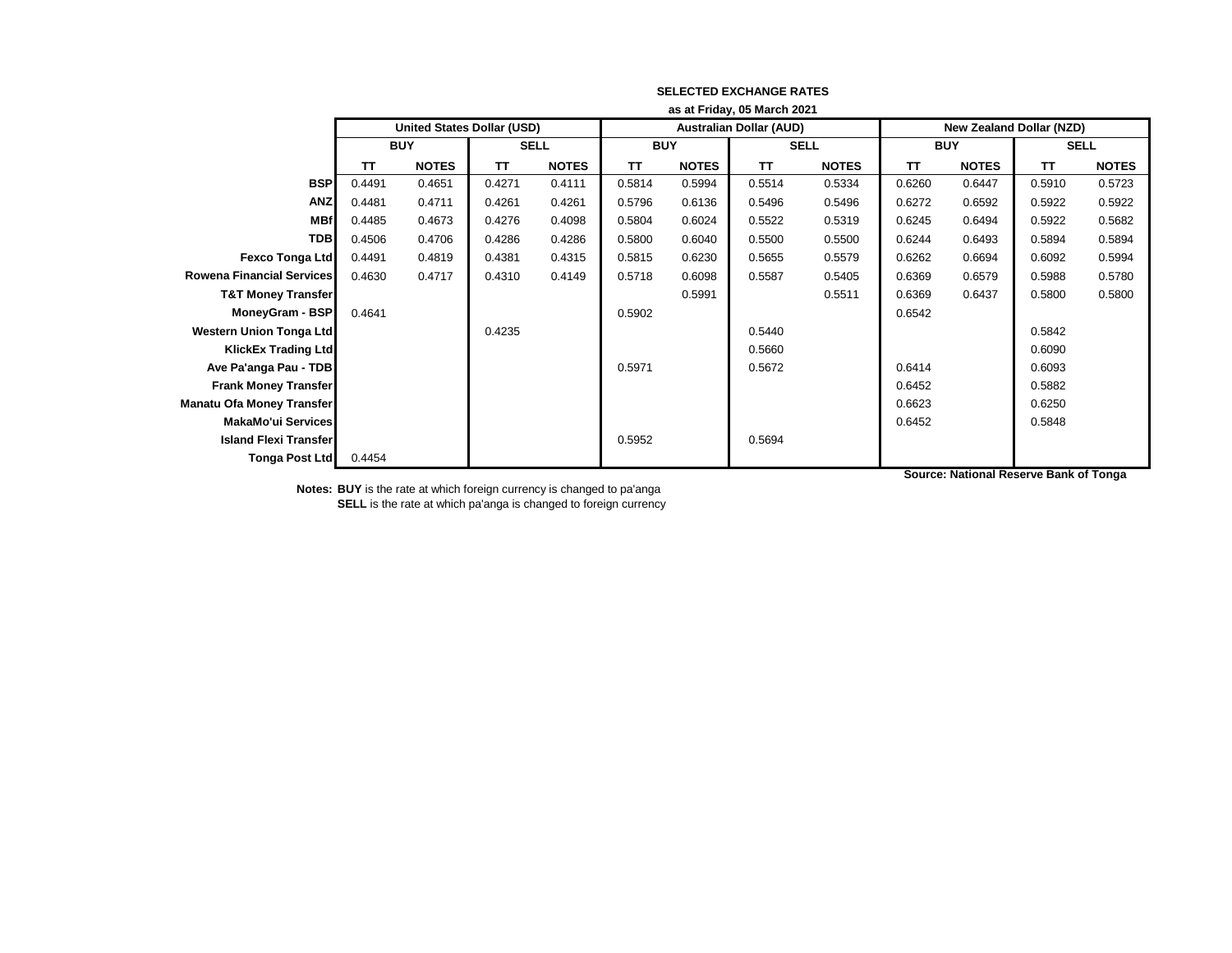**SELECTED EXCHANGE RATES**

**as at Friday, 05 March 2021**

| | United States Dollar (USD) | | | | Australian Dollar (AUD) | | | | New Zealand Dollar (NZD) | | | |
|---|---|---|---|---|---|---|---|---|---|---|---|---|
| | BUY | | SELL | | BUY | | SELL | | BUY | | SELL | |
| | TT | NOTES | TT | NOTES | TT | NOTES | TT | NOTES | TT | NOTES | TT | NOTES |
| **BSP** | 0.4491 | 0.4651 | 0.4271 | 0.4111 | 0.5814 | 0.5994 | 0.5514 | 0.5334 | 0.6260 | 0.6447 | 0.5910 | 0.5723 |
| **ANZ** | 0.4481 | 0.4711 | 0.4261 | 0.4261 | 0.5796 | 0.6136 | 0.5496 | 0.5496 | 0.6272 | 0.6592 | 0.5922 | 0.5922 |
| **MBf** | 0.4485 | 0.4673 | 0.4276 | 0.4098 | 0.5804 | 0.6024 | 0.5522 | 0.5319 | 0.6245 | 0.6494 | 0.5922 | 0.5682 |
| **TDB** | 0.4506 | 0.4706 | 0.4286 | 0.4286 | 0.5800 | 0.6040 | 0.5500 | 0.5500 | 0.6244 | 0.6493 | 0.5894 | 0.5894 |
| **Fexco Tonga Ltd** | 0.4491 | 0.4819 | 0.4381 | 0.4315 | 0.5815 | 0.6230 | 0.5655 | 0.5579 | 0.6262 | 0.6694 | 0.6092 | 0.5994 |
| **Rowena Financial Services** | 0.4630 | 0.4717 | 0.4310 | 0.4149 | 0.5718 | 0.6098 | 0.5587 | 0.5405 | 0.6369 | 0.6579 | 0.5988 | 0.5780 |
| **T&T Money Transfer** | | | | | | 0.5991 | | 0.5511 | 0.6369 | 0.6437 | 0.5800 | 0.5800 |
| **MoneyGram - BSP** | 0.4641 | | | | 0.5902 | | | | 0.6542 | | | |
| **Western Union Tonga Ltd** | | | 0.4235 | | | | 0.5440 | | | | 0.5842 | |
| **KlickEx Trading Ltd** | | | | | | | 0.5660 | | | | 0.6090 | |
| **Ave Pa'anga Pau - TDB** | | | | | 0.5971 | | 0.5672 | | 0.6414 | | 0.6093 | |
| **Frank Money Transfer** | | | | | | | | | 0.6452 | | 0.5882 | |
| **Manatu Ofa Money Transfer** | | | | | | | | | 0.6623 | | 0.6250 | |
| **MakaMo'ui Services** | | | | | | | | | 0.6452 | | 0.5848 | |
| **Island Flexi Transfer** | | | | | 0.5952 | | 0.5694 | | | | | |
| **Tonga Post Ltd** | 0.4454 | | | | | | | | | | | |

**Source: National Reserve Bank of Tonga**

**Notes:** **BUY** is the rate at which foreign currency is changed to pa'anga
**SELL** is the rate at which pa'anga is changed to foreign currency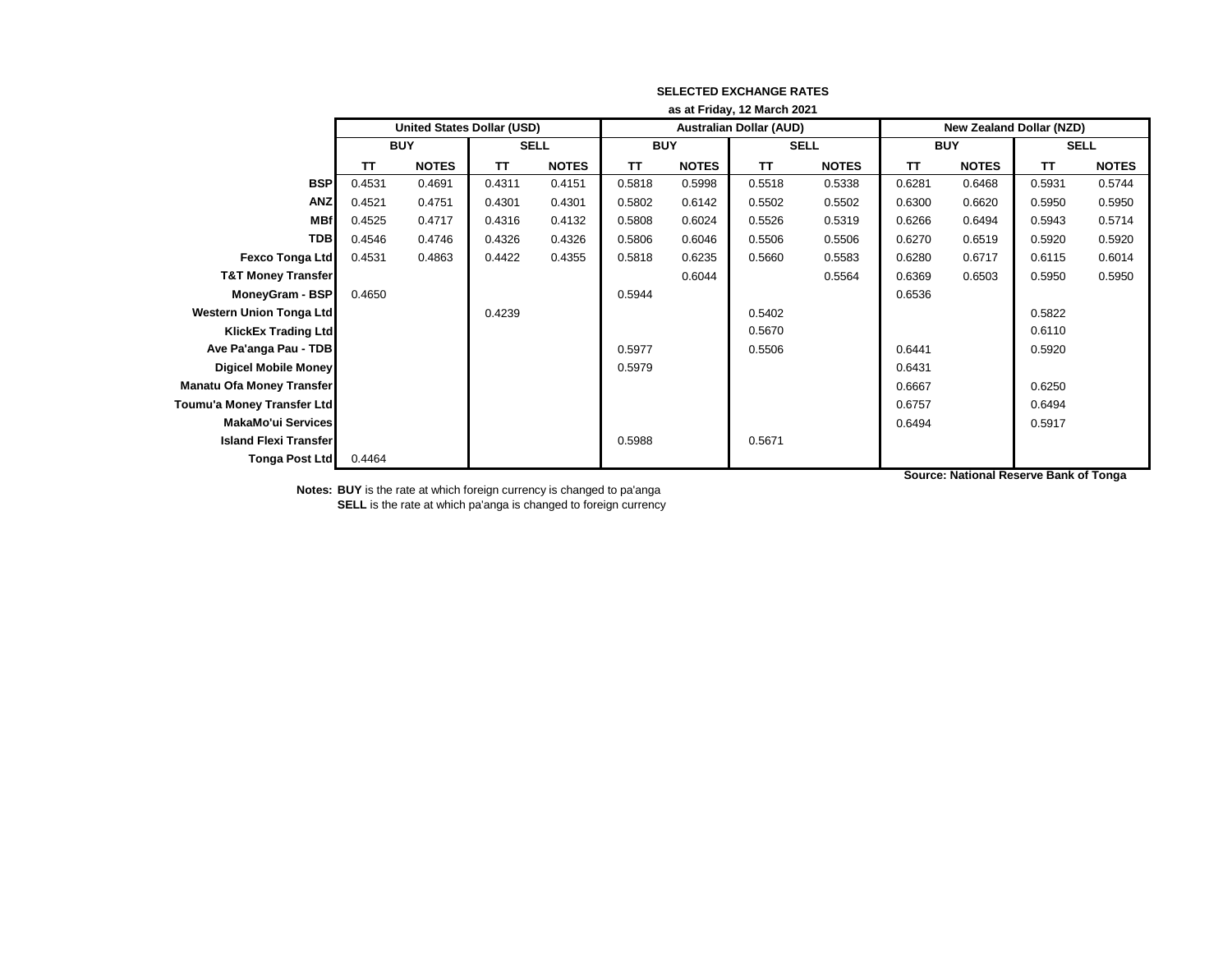**SELECTED EXCHANGE RATES**

**as at Friday, 12 March 2021**

| | United States Dollar (USD) | | | | Australian Dollar (AUD) | | | | New Zealand Dollar (NZD) | | | |
|---|---|---|---|---|---|---|---|---|---|---|---|---|
| | BUY | | SELL | | BUY | | SELL | | BUY | | SELL | |
| | TT | NOTES | TT | NOTES | TT | NOTES | TT | NOTES | TT | NOTES | TT | NOTES |
| **BSP** | 0.4531 | 0.4691 | 0.4311 | 0.4151 | 0.5818 | 0.5998 | 0.5518 | 0.5338 | 0.6281 | 0.6468 | 0.5931 | 0.5744 |
| **ANZ** | 0.4521 | 0.4751 | 0.4301 | 0.4301 | 0.5802 | 0.6142 | 0.5502 | 0.5502 | 0.6300 | 0.6620 | 0.5950 | 0.5950 |
| **MBf** | 0.4525 | 0.4717 | 0.4316 | 0.4132 | 0.5808 | 0.6024 | 0.5526 | 0.5319 | 0.6266 | 0.6494 | 0.5943 | 0.5714 |
| **TDB** | 0.4546 | 0.4746 | 0.4326 | 0.4326 | 0.5806 | 0.6046 | 0.5506 | 0.5506 | 0.6270 | 0.6519 | 0.5920 | 0.5920 |
| **Fexco Tonga Ltd** | 0.4531 | 0.4863 | 0.4422 | 0.4355 | 0.5818 | 0.6235 | 0.5660 | 0.5583 | 0.6280 | 0.6717 | 0.6115 | 0.6014 |
| **T&T Money Transfer** | | | | | | 0.6044 | | 0.5564 | 0.6369 | 0.6503 | 0.5950 | 0.5950 |
| **MoneyGram - BSP** | 0.4650 | | | | 0.5944 | | | | 0.6536 | | | |
| **Western Union Tonga Ltd** | | | 0.4239 | | | | 0.5402 | | | | 0.5822 | |
| **KlickEx Trading Ltd** | | | | | | | 0.5670 | | | | 0.6110 | |
| **Ave Pa'anga Pau - TDB** | | | | | 0.5977 | | 0.5506 | | 0.6441 | | 0.5920 | |
| **Digicel Mobile Money** | | | | | 0.5979 | | | | 0.6431 | | | |
| **Manatu Ofa Money Transfer** | | | | | | | | | 0.6667 | | 0.6250 | |
| **Toumu'a Money Transfer Ltd** | | | | | | | | | 0.6757 | | 0.6494 | |
| **MakaMo'ui Services** | | | | | | | | | 0.6494 | | 0.5917 | |
| **Island Flexi Transfer** | | | | | 0.5988 | | 0.5671 | | | | | |
| **Tonga Post Ltd** | 0.4464 | | | | | | | | | | | |

**Source: National Reserve Bank of Tonga**

**Notes: BUY** is the rate at which foreign currency is changed to pa'anga
**SELL** is the rate at which pa'anga is changed to foreign currency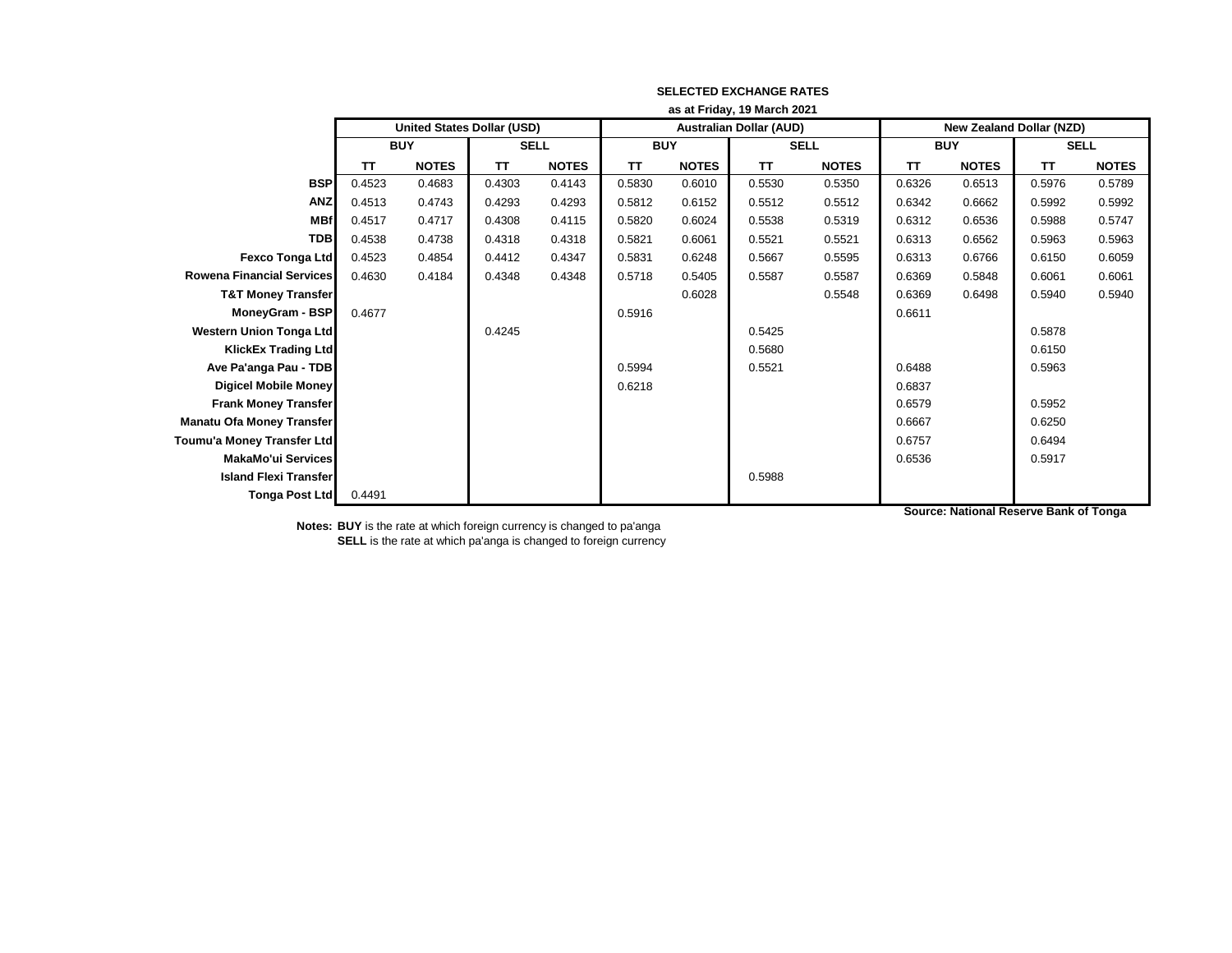**SELECTED EXCHANGE RATES**

**as at Friday, 19 March 2021**

| | United States Dollar (USD) | | | | Australian Dollar (AUD) | | | | New Zealand Dollar (NZD) | | | |
|---|---|---|---|---|---|---|---|---|---|---|---|---|
| | BUY | | SELL | | BUY | | SELL | | BUY | | SELL | |
| | TT | NOTES | TT | NOTES | TT | NOTES | TT | NOTES | TT | NOTES | TT | NOTES |
| **BSP** | 0.4523 | 0.4683 | 0.4303 | 0.4143 | 0.5830 | 0.6010 | 0.5530 | 0.5350 | 0.6326 | 0.6513 | 0.5976 | 0.5789 |
| **ANZ** | 0.4513 | 0.4743 | 0.4293 | 0.4293 | 0.5812 | 0.6152 | 0.5512 | 0.5512 | 0.6342 | 0.6662 | 0.5992 | 0.5992 |
| **MBf** | 0.4517 | 0.4717 | 0.4308 | 0.4115 | 0.5820 | 0.6024 | 0.5538 | 0.5319 | 0.6312 | 0.6536 | 0.5988 | 0.5747 |
| **TDB** | 0.4538 | 0.4738 | 0.4318 | 0.4318 | 0.5821 | 0.6061 | 0.5521 | 0.5521 | 0.6313 | 0.6562 | 0.5963 | 0.5963 |
| **Fexco Tonga Ltd** | 0.4523 | 0.4854 | 0.4412 | 0.4347 | 0.5831 | 0.6248 | 0.5667 | 0.5595 | 0.6313 | 0.6766 | 0.6150 | 0.6059 |
| **Rowena Financial Services** | 0.4630 | 0.4184 | 0.4348 | 0.4348 | 0.5718 | 0.5405 | 0.5587 | 0.5587 | 0.6369 | 0.5848 | 0.6061 | 0.6061 |
| **T&T Money Transfer** | | | | | | 0.6028 | | 0.5548 | 0.6369 | 0.6498 | 0.5940 | 0.5940 |
| **MoneyGram - BSP** | 0.4677 | | | | 0.5916 | | | | 0.6611 | | | |
| **Western Union Tonga Ltd** | | | 0.4245 | | | | 0.5425 | | | | 0.5878 | |
| **KlickEx Trading Ltd** | | | | | | | 0.5680 | | | | 0.6150 | |
| **Ave Pa'anga Pau - TDB** | | | | | 0.5994 | | 0.5521 | | 0.6488 | | 0.5963 | |
| **Digicel Mobile Money** | | | | | 0.6218 | | | | 0.6837 | | | |
| **Frank Money Transfer** | | | | | | | | | 0.6579 | | 0.5952 | |
| **Manatu Ofa Money Transfer** | | | | | | | | | 0.6667 | | 0.6250 | |
| **Toumu'a Money Transfer Ltd** | | | | | | | | | 0.6757 | | 0.6494 | |
| **MakaMo'ui Services** | | | | | | | | | 0.6536 | | 0.5917 | |
| **Island Flexi Transfer** | | | | | | | 0.5988 | | | | | |
| **Tonga Post Ltd** | 0.4491 | | | | | | | | | | | |

**Source: National Reserve Bank of Tonga**

**Notes:** **BUY** is the rate at which foreign currency is changed to pa'anga
**SELL** is the rate at which pa'anga is changed to foreign currency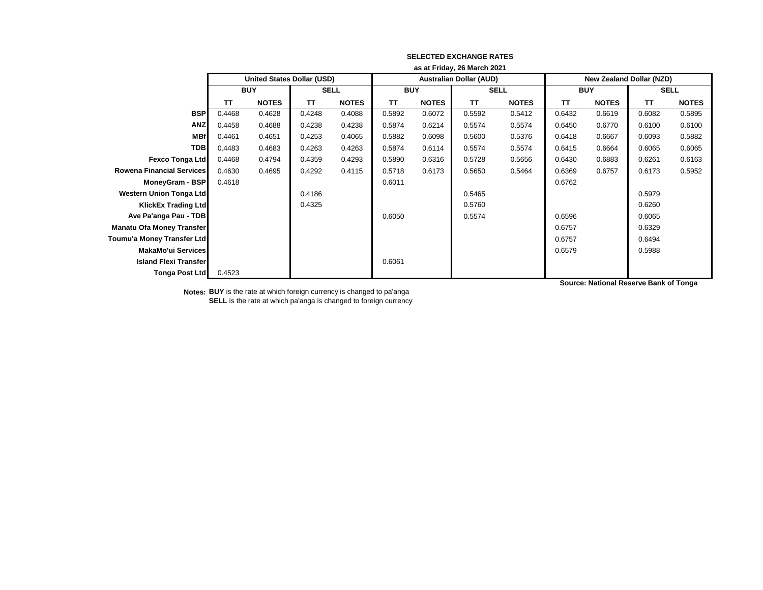**SELECTED EXCHANGE RATES**

**as at Friday, 26 March 2021**

| | United States Dollar (USD) | | | | Australian Dollar (AUD) | | | | New Zealand Dollar (NZD) | | | |
|---|---|---|---|---|---|---|---|---|---|---|---|---|
| | BUY | | SELL | | BUY | | SELL | | BUY | | SELL | |
| | TT | NOTES | TT | NOTES | TT | NOTES | TT | NOTES | TT | NOTES | TT | NOTES |
| **BSP** | 0.4468 | 0.4628 | 0.4248 | 0.4088 | 0.5892 | 0.6072 | 0.5592 | 0.5412 | 0.6432 | 0.6619 | 0.6082 | 0.5895 |
| **ANZ** | 0.4458 | 0.4688 | 0.4238 | 0.4238 | 0.5874 | 0.6214 | 0.5574 | 0.5574 | 0.6450 | 0.6770 | 0.6100 | 0.6100 |
| **MBf** | 0.4461 | 0.4651 | 0.4253 | 0.4065 | 0.5882 | 0.6098 | 0.5600 | 0.5376 | 0.6418 | 0.6667 | 0.6093 | 0.5882 |
| **TDB** | 0.4483 | 0.4683 | 0.4263 | 0.4263 | 0.5874 | 0.6114 | 0.5574 | 0.5574 | 0.6415 | 0.6664 | 0.6065 | 0.6065 |
| **Fexco Tonga Ltd** | 0.4468 | 0.4794 | 0.4359 | 0.4293 | 0.5890 | 0.6316 | 0.5728 | 0.5656 | 0.6430 | 0.6883 | 0.6261 | 0.6163 |
| **Rowena Financial Services** | 0.4630 | 0.4695 | 0.4292 | 0.4115 | 0.5718 | 0.6173 | 0.5650 | 0.5464 | 0.6369 | 0.6757 | 0.6173 | 0.5952 |
| **MoneyGram - BSP** | 0.4618 | | | | 0.6011 | | | | 0.6762 | | | |
| **Western Union Tonga Ltd** | | | 0.4186 | | | | 0.5465 | | | | 0.5979 | |
| **KlickEx Trading Ltd** | | | 0.4325 | | | | 0.5760 | | | | 0.6260 | |
| **Ave Pa'anga Pau - TDB** | | | | | 0.6050 | | 0.5574 | | 0.6596 | | 0.6065 | |
| **Manatu Ofa Money Transfer** | | | | | | | | | 0.6757 | | 0.6329 | |
| **Toumu'a Money Transfer Ltd** | | | | | | | | | 0.6757 | | 0.6494 | |
| **MakaMo'ui Services** | | | | | | | | | 0.6579 | | 0.5988 | |
| **Island Flexi Transfer** | | | | | 0.6061 | | | | | | | |
| **Tonga Post Ltd** | 0.4523 | | | | | | | | | | | |

**Source: National Reserve Bank of Tonga**

**Notes:** **BUY** is the rate at which foreign currency is changed to pa'anga
**SELL** is the rate at which pa'anga is changed to foreign currency